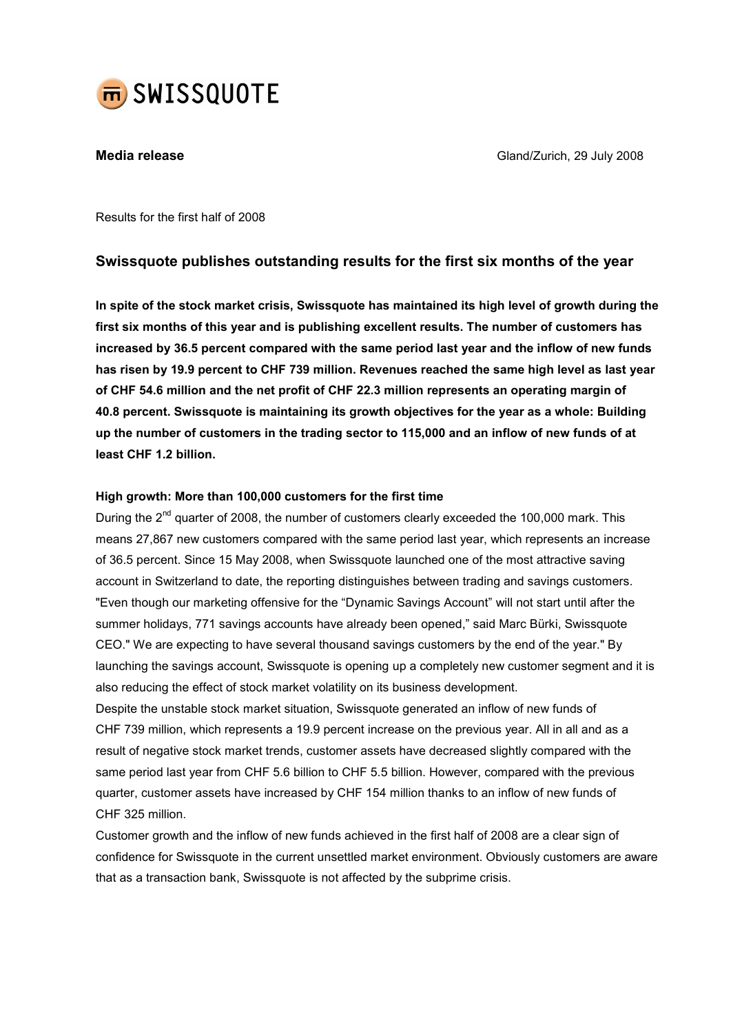SWISSQUOTE

**Media release**

Gland/Zurich, 29 July 2008

Results for the first half of 2008

## Swissquote publishes outstanding results for the first six months of the year

**In spite of the stock market crisis, Swissquote has maintained its high level of growth during the first six months of this year and is publishing excellent results. The number of customers has increased by 36.5 percent compared with the same period last year and the inflow of new funds has risen by 19.9 percent to CHF 739 million. Revenues reached the same high level as last year of CHF 54.6 million and the net profit of CHF 22.3 million represents an operating margin of 40.8 percent. Swissquote is maintaining its growth objectives for the year as a whole: Building up the number of customers in the trading sector to 115,000 and an inflow of new funds of at least CHF 1.2 billion.**

**High growth: More than 100,000 customers for the first time**

During the 2nd quarter of 2008, the number of customers clearly exceeded the 100,000 mark. This means 27,867 new customers compared with the same period last year, which represents an increase of 36.5 percent. Since 15 May 2008, when Swissquote launched one of the most attractive saving account in Switzerland to date, the reporting distinguishes between trading and savings customers. "Even though our marketing offensive for the “Dynamic Savings Account” will not start until after the summer holidays, 771 savings accounts have already been opened,” said Marc Bürki, Swissquote CEO." We are expecting to have several thousand savings customers by the end of the year." By launching the savings account, Swissquote is opening up a completely new customer segment and it is also reducing the effect of stock market volatility on its business development.

Despite the unstable stock market situation, Swissquote generated an inflow of new funds of CHF 739 million, which represents a 19.9 percent increase on the previous year. All in all and as a result of negative stock market trends, customer assets have decreased slightly compared with the same period last year from CHF 5.6 billion to CHF 5.5 billion. However, compared with the previous quarter, customer assets have increased by CHF 154 million thanks to an inflow of new funds of CHF 325 million.

Customer growth and the inflow of new funds achieved in the first half of 2008 are a clear sign of confidence for Swissquote in the current unsettled market environment. Obviously customers are aware that as a transaction bank, Swissquote is not affected by the subprime crisis.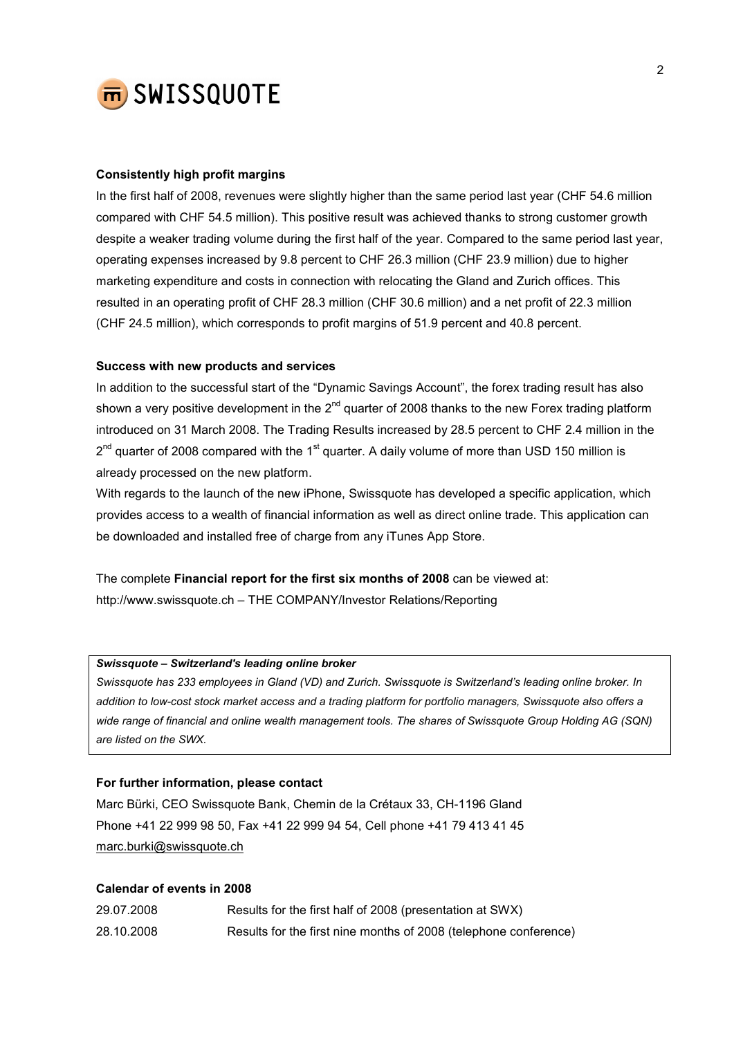### Consistently high profit margins

In the first half of 2008, revenues were slightly higher than the same period last year (CHF 54.6 million compared with CHF 54.5 million). This positive result was achieved thanks to strong customer growth despite a weaker trading volume during the first half of the year. Compared to the same period last year, operating expenses increased by 9.8 percent to CHF 26.3 million (CHF 23.9 million) due to higher marketing expenditure and costs in connection with relocating the Gland and Zurich offices. This resulted in an operating profit of CHF 28.3 million (CHF 30.6 million) and a net profit of 22.3 million (CHF 24.5 million), which corresponds to profit margins of 51.9 percent and 40.8 percent.

### Success with new products and services

In addition to the successful start of the "Dynamic Savings Account", the forex trading result has also shown a very positive development in the 2nd quarter of 2008 thanks to the new Forex trading platform introduced on 31 March 2008. The Trading Results increased by 28.5 percent to CHF 2.4 million in the 2nd quarter of 2008 compared with the 1st quarter. A daily volume of more than USD 150 million is already processed on the new platform.

With regards to the launch of the new iPhone, Swissquote has developed a specific application, which provides access to a wealth of financial information as well as direct online trade. This application can be downloaded and installed free of charge from any iTunes App Store.

The complete **Financial report for the first six months of 2008** can be viewed at:
http://www.swissquote.ch – THE COMPANY/Investor Relations/Reporting

***Swissquote – Switzerland's leading online broker***

*Swissquote has 233 employees in Gland (VD) and Zurich. Swissquote is Switzerland's leading online broker. In addition to low-cost stock market access and a trading platform for portfolio managers, Swissquote also offers a wide range of financial and online wealth management tools. The shares of Swissquote Group Holding AG (SQN) are listed on the SWX.*

### For further information, please contact

Marc Bürki, CEO Swissquote Bank, Chemin de la Crétaux 33, CH-1196 Gland
Phone +41 22 999 98 50, Fax +41 22 999 94 54, Cell phone +41 79 413 41 45
marc.burki@swissquote.ch

### Calendar of events in 2008

| | |
|---|---|
| 29.07.2008 | Results for the first half of 2008 (presentation at SWX) |
| 28.10.2008 | Results for the first nine months of 2008 (telephone conference) |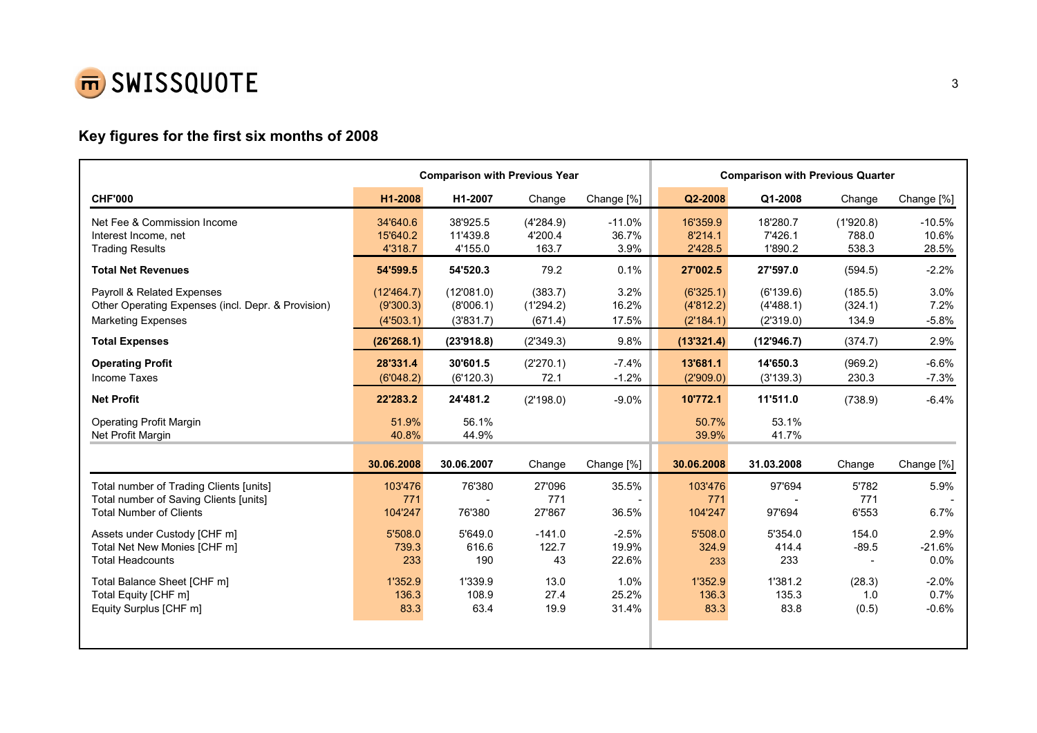SWISSQUOTE

## Key figures for the first six months of 2008

| | Comparison with Previous Year | | | | Comparison with Previous Quarter | | | |
|---|---|---|---|---|---|---|---|---|
| **CHF'000** | **H1-2008** | **H1-2007** | Change | Change [%] | **Q2-2008** | **Q1-2008** | Change | Change [%] |
| Net Fee & Commission Income | 34'640.6 | 38'925.5 | (4'284.9) | -11.0% | 16'359.9 | 18'280.7 | (1'920.8) | -10.5% |
| Interest Income, net | 15'640.2 | 11'439.8 | 4'200.4 | 36.7% | 8'214.1 | 7'426.1 | 788.0 | 10.6% |
| Trading Results | 4'318.7 | 4'155.0 | 163.7 | 3.9% | 2'428.5 | 1'890.2 | 538.3 | 28.5% |
| **Total Net Revenues** | **54'599.5** | **54'520.3** | 79.2 | 0.1% | **27'002.5** | **27'597.0** | (594.5) | -2.2% |
| Payroll & Related Expenses | (12'464.7) | (12'081.0) | (383.7) | 3.2% | (6'325.1) | (6'139.6) | (185.5) | 3.0% |
| Other Operating Expenses (incl. Depr. & Provision) | (9'300.3) | (8'006.1) | (1'294.2) | 16.2% | (4'812.2) | (4'488.1) | (324.1) | 7.2% |
| Marketing Expenses | (4'503.1) | (3'831.7) | (671.4) | 17.5% | (2'184.1) | (2'319.0) | 134.9 | -5.8% |
| **Total Expenses** | **(26'268.1)** | **(23'918.8)** | (2'349.3) | 9.8% | **(13'321.4)** | **(12'946.7)** | (374.7) | 2.9% |
| **Operating Profit** | **28'331.4** | **30'601.5** | (2'270.1) | -7.4% | **13'681.1** | **14'650.3** | (969.2) | -6.6% |
| Income Taxes | (6'048.2) | (6'120.3) | 72.1 | -1.2% | (2'909.0) | (3'139.3) | 230.3 | -7.3% |
| **Net Profit** | **22'283.2** | **24'481.2** | (2'198.0) | -9.0% | **10'772.1** | **11'511.0** | (738.9) | -6.4% |
| Operating Profit Margin | 51.9% | 56.1% | | | 50.7% | 53.1% | | |
| Net Profit Margin | 40.8% | 44.9% | | | 39.9% | 41.7% | | |
| | **30.06.2008** | **30.06.2007** | Change | Change [%] | **30.06.2008** | **31.03.2008** | Change | Change [%] |
| Total number of Trading Clients [units] | 103'476 | 76'380 | 27'096 | 35.5% | 103'476 | 97'694 | 5'782 | 5.9% |
| Total number of Saving Clients [units] | 771 | - | 771 | - | 771 | - | 771 | - |
| Total Number of Clients | 104'247 | 76'380 | 27'867 | 36.5% | 104'247 | 97'694 | 6'553 | 6.7% |
| Assets under Custody [CHF m] | 5'508.0 | 5'649.0 | -141.0 | -2.5% | 5'508.0 | 5'354.0 | 154.0 | 2.9% |
| Total Net New Monies [CHF m] | 739.3 | 616.6 | 122.7 | 19.9% | 324.9 | 414.4 | -89.5 | -21.6% |
| Total Headcounts | 233 | 190 | 43 | 22.6% | 233 | 233 | - | 0.0% |
| Total Balance Sheet [CHF m] | 1'352.9 | 1'339.9 | 13.0 | 1.0% | 1'352.9 | 1'381.2 | (28.3) | -2.0% |
| Total Equity [CHF m] | 136.3 | 108.9 | 27.4 | 25.2% | 136.3 | 135.3 | 1.0 | 0.7% |
| Equity Surplus [CHF m] | 83.3 | 63.4 | 19.9 | 31.4% | 83.3 | 83.8 | (0.5) | -0.6% |